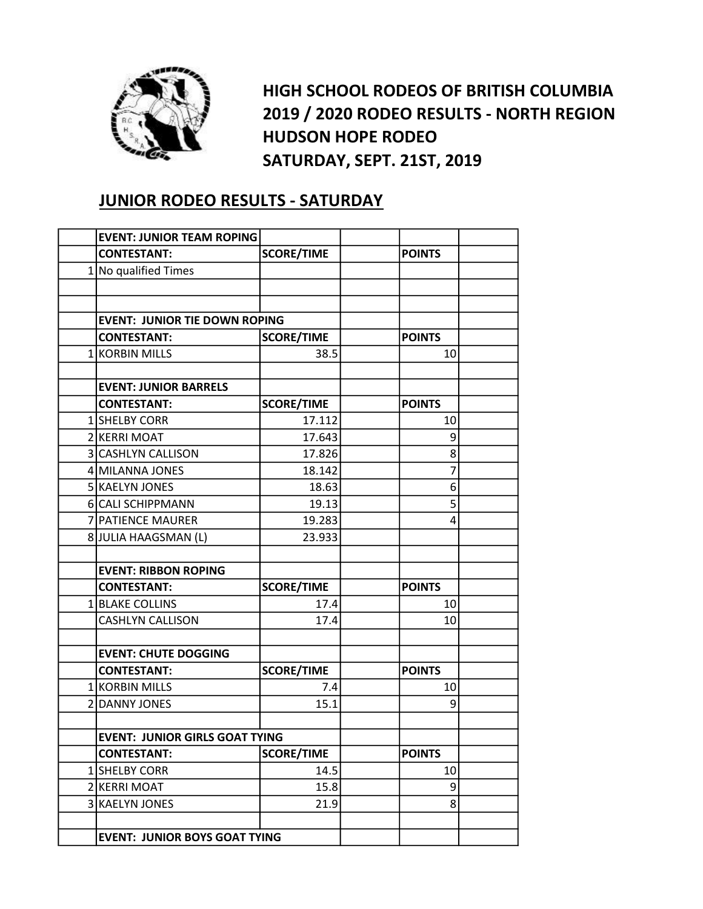# HIGH SCHOOL RODEOS OF BRITISH COLUMBIA
# 2019 / 2020 RODEO RESULTS - NORTH REGION
# HUDSON HOPE RODEO
# SATURDAY, SEPT. 21ST, 2019

## JUNIOR RODEO RESULTS - SATURDAY

| | **EVENT: JUNIOR TEAM ROPING** | | | | |
|---|---|---|---|---|---|
| | **CONTESTANT:** | **SCORE/TIME** | | **POINTS** | |
| 1 | No qualified Times | | | | |
| | | | | | |
| | | | | | |
| | **EVENT: JUNIOR TIE DOWN ROPING** | | | | |
| | **CONTESTANT:** | **SCORE/TIME** | | **POINTS** | |
| 1 | KORBIN MILLS | 38.5 | | 10 | |
| | | | | | |
| | **EVENT: JUNIOR BARRELS** | | | | |
| | **CONTESTANT:** | **SCORE/TIME** | | **POINTS** | |
| 1 | SHELBY CORR | 17.112 | | 10 | |
| 2 | KERRI MOAT | 17.643 | | 9 | |
| 3 | CASHLYN CALLISON | 17.826 | | 8 | |
| 4 | MILANNA JONES | 18.142 | | 7 | |
| 5 | KAELYN JONES | 18.63 | | 6 | |
| 6 | CALI SCHIPPMANN | 19.13 | | 5 | |
| 7 | PATIENCE MAURER | 19.283 | | 4 | |
| 8 | JULIA HAAGSMAN (L) | 23.933 | | | |
| | | | | | |
| | **EVENT: RIBBON ROPING** | | | | |
| | **CONTESTANT:** | **SCORE/TIME** | | **POINTS** | |
| 1 | BLAKE COLLINS | 17.4 | | 10 | |
| | CASHLYN CALLISON | 17.4 | | 10 | |
| | | | | | |
| | **EVENT: CHUTE DOGGING** | | | | |
| | **CONTESTANT:** | **SCORE/TIME** | | **POINTS** | |
| 1 | KORBIN MILLS | 7.4 | | 10 | |
| 2 | DANNY JONES | 15.1 | | 9 | |
| | | | | | |
| | **EVENT: JUNIOR GIRLS GOAT TYING** | | | | |
| | **CONTESTANT:** | **SCORE/TIME** | | **POINTS** | |
| 1 | SHELBY CORR | 14.5 | | 10 | |
| 2 | KERRI MOAT | 15.8 | | 9 | |
| 3 | KAELYN JONES | 21.9 | | 8 | |
| | | | | | |
| | **EVENT: JUNIOR BOYS GOAT TYING** | | | | |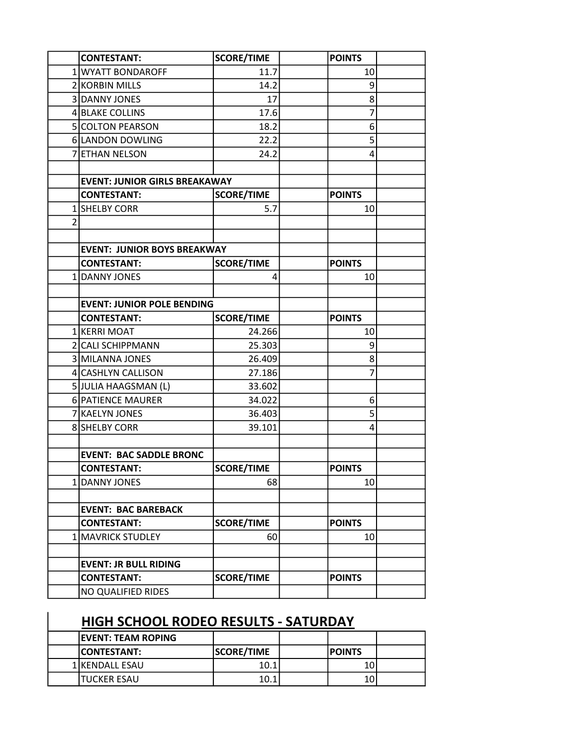| | CONTESTANT: | SCORE/TIME | | POINTS | |
|---|---|---|---|---|---|
| 1 | WYATT BONDAROFF | 11.7 | | 10 | |
| 2 | KORBIN MILLS | 14.2 | | 9 | |
| 3 | DANNY JONES | 17 | | 8 | |
| 4 | BLAKE COLLINS | 17.6 | | 7 | |
| 5 | COLTON PEARSON | 18.2 | | 6 | |
| 6 | LANDON DOWLING | 22.2 | | 5 | |
| 7 | ETHAN NELSON | 24.2 | | 4 | |

| | EVENT: JUNIOR GIRLS BREAKAWAY | | | | |
|---|---|---|---|---|---|
| | CONTESTANT: | SCORE/TIME | | POINTS | |
| 1 | SHELBY CORR | 5.7 | | 10 | |
| 2 | | | | | |

| | EVENT: JUNIOR BOYS BREAKWAY | | | | |
|---|---|---|---|---|---|
| | CONTESTANT: | SCORE/TIME | | POINTS | |
| 1 | DANNY JONES | 4 | | 10 | |

| | EVENT: JUNIOR POLE BENDING | | | | |
|---|---|---|---|---|---|
| | CONTESTANT: | SCORE/TIME | | POINTS | |
| 1 | KERRI MOAT | 24.266 | | 10 | |
| 2 | CALI SCHIPPMANN | 25.303 | | 9 | |
| 3 | MILANNA JONES | 26.409 | | 8 | |
| 4 | CASHLYN CALLISON | 27.186 | | 7 | |
| 5 | JULIA HAAGSMAN (L) | 33.602 | | | |
| 6 | PATIENCE MAURER | 34.022 | | 6 | |
| 7 | KAELYN JONES | 36.403 | | 5 | |
| 8 | SHELBY CORR | 39.101 | | 4 | |

| | EVENT: BAC SADDLE BRONC | | | | |
|---|---|---|---|---|---|
| | CONTESTANT: | SCORE/TIME | | POINTS | |
| 1 | DANNY JONES | 68 | | 10 | |

| | EVENT: BAC BAREBACK | | | | |
|---|---|---|---|---|---|
| | CONTESTANT: | SCORE/TIME | | POINTS | |
| 1 | MAVRICK STUDLEY | 60 | | 10 | |

| | EVENT: JR BULL RIDING | | | | |
|---|---|---|---|---|---|
| | CONTESTANT: | SCORE/TIME | | POINTS | |
| | NO QUALIFIED RIDES | | | | |

## HIGH SCHOOL RODEO RESULTS - SATURDAY

| | EVENT: TEAM ROPING | | | | |
|---|---|---|---|---|---|
| | CONTESTANT: | SCORE/TIME | | POINTS | |
| 1 | KENDALL ESAU | 10.1 | | 10 | |
| | TUCKER ESAU | 10.1 | | 10 | |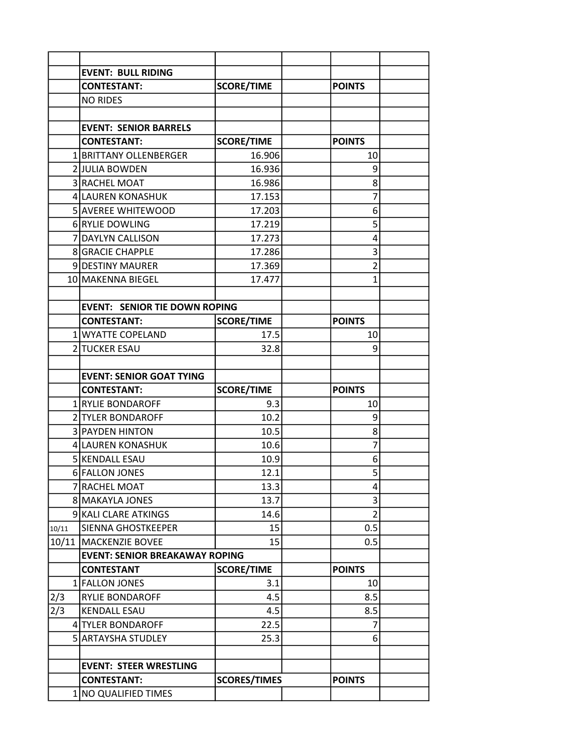| | | | | | |
|---|---|---|---|---|---|
| | **EVENT: BULL RIDING** | | | | |
| | **CONTESTANT:** | **SCORE/TIME** | | **POINTS** | |
| | NO RIDES | | | | |
| | | | | | |
| | **EVENT: SENIOR BARRELS** | | | | |
| | **CONTESTANT:** | **SCORE/TIME** | | **POINTS** | |
| 1 | BRITTANY OLLENBERGER | 16.906 | | 10 | |
| 2 | JULIA BOWDEN | 16.936 | | 9 | |
| 3 | RACHEL MOAT | 16.986 | | 8 | |
| 4 | LAUREN KONASHUK | 17.153 | | 7 | |
| 5 | AVEREE WHITEWOOD | 17.203 | | 6 | |
| 6 | RYLIE DOWLING | 17.219 | | 5 | |
| 7 | DAYLYN CALLISON | 17.273 | | 4 | |
| 8 | GRACIE CHAPPLE | 17.286 | | 3 | |
| 9 | DESTINY MAURER | 17.369 | | 2 | |
| 10 | MAKENNA BIEGEL | 17.477 | | 1 | |
| | | | | | |
| | **EVENT: SENIOR TIE DOWN ROPING** | | | | |
| | **CONTESTANT:** | **SCORE/TIME** | | **POINTS** | |
| 1 | WYATTE COPELAND | 17.5 | | 10 | |
| 2 | TUCKER ESAU | 32.8 | | 9 | |
| | | | | | |
| | **EVENT: SENIOR GOAT TYING** | | | | |
| | **CONTESTANT:** | **SCORE/TIME** | | **POINTS** | |
| 1 | RYLIE BONDAROFF | 9.3 | | 10 | |
| 2 | TYLER BONDAROFF | 10.2 | | 9 | |
| 3 | PAYDEN HINTON | 10.5 | | 8 | |
| 4 | LAUREN KONASHUK | 10.6 | | 7 | |
| 5 | KENDALL ESAU | 10.9 | | 6 | |
| 6 | FALLON JONES | 12.1 | | 5 | |
| 7 | RACHEL MOAT | 13.3 | | 4 | |
| 8 | MAKAYLA JONES | 13.7 | | 3 | |
| 9 | KALI CLARE ATKINGS | 14.6 | | 2 | |
| 10/11 | SIENNA GHOSTKEEPER | 15 | | 0.5 | |
| 10/11 | MACKENZIE BOVEE | 15 | | 0.5 | |
| | **EVENT: SENIOR BREAKAWAY ROPING** | | | | |
| | **CONTESTANT** | **SCORE/TIME** | | **POINTS** | |
| 1 | FALLON JONES | 3.1 | | 10 | |
| 2/3 | RYLIE BONDAROFF | 4.5 | | 8.5 | |
| 2/3 | KENDALL ESAU | 4.5 | | 8.5 | |
| 4 | TYLER BONDAROFF | 22.5 | | 7 | |
| 5 | ARTAYSHA STUDLEY | 25.3 | | 6 | |
| | | | | | |
| | **EVENT: STEER WRESTLING** | | | | |
| | **CONTESTANT:** | **SCORES/TIMES** | | **POINTS** | |
| 1 | NO QUALIFIED TIMES | | | | |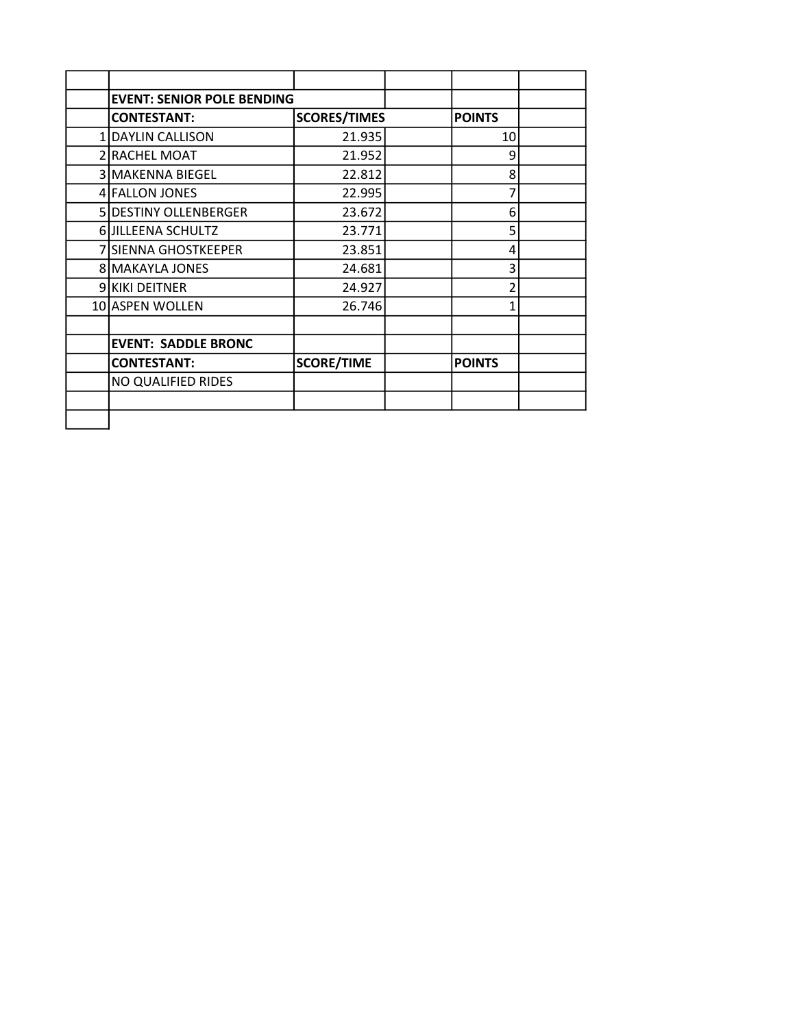| | | | | | |
|---|---|---|---|---|---|
| | | | | | |
| | **EVENT: SENIOR POLE BENDING** | | | | |
| | **CONTESTANT:** | **SCORES/TIMES** | | **POINTS** | |
| 1 | DAYLIN CALLISON | 21.935 | | 10 | |
| 2 | RACHEL MOAT | 21.952 | | 9 | |
| 3 | MAKENNA BIEGEL | 22.812 | | 8 | |
| 4 | FALLON JONES | 22.995 | | 7 | |
| 5 | DESTINY OLLENBERGER | 23.672 | | 6 | |
| 6 | JILLEENA SCHULTZ | 23.771 | | 5 | |
| 7 | SIENNA GHOSTKEEPER | 23.851 | | 4 | |
| 8 | MAKAYLA JONES | 24.681 | | 3 | |
| 9 | KIKI DEITNER | 24.927 | | 2 | |
| 10 | ASPEN WOLLEN | 26.746 | | 1 | |
| | | | | | |
| | **EVENT: SADDLE BRONC** | | | | |
| | **CONTESTANT:** | **SCORE/TIME** | | **POINTS** | |
| | NO QUALIFIED RIDES | | | | |
| | | | | | |